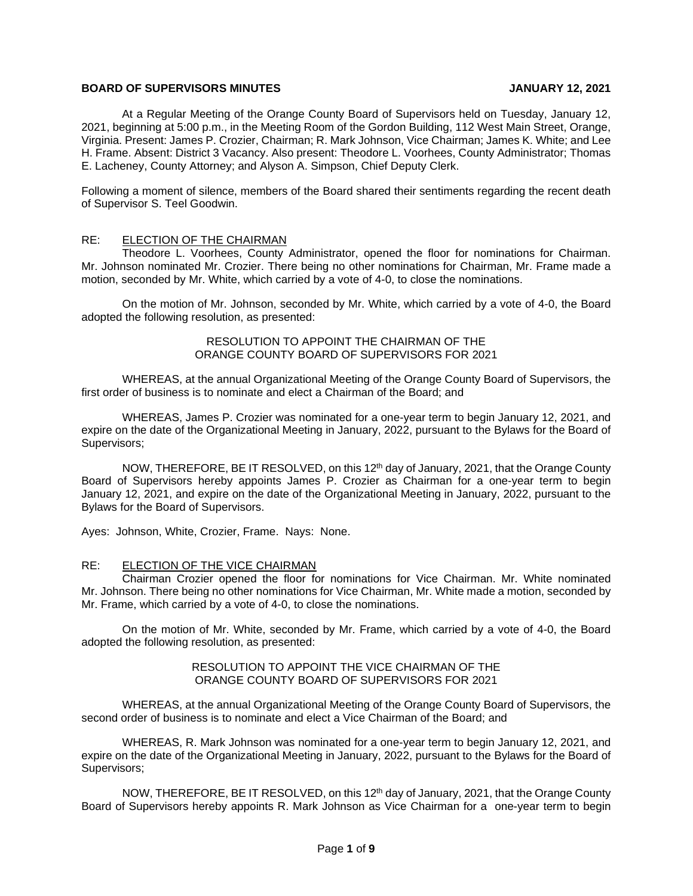**BOARD OF SUPERVISORS MINUTES JANUARY 12, 2021**

At a Regular Meeting of the Orange County Board of Supervisors held on Tuesday, January 12, 2021, beginning at 5:00 p.m., in the Meeting Room of the Gordon Building, 112 West Main Street, Orange, Virginia. Present: James P. Crozier, Chairman; R. Mark Johnson, Vice Chairman; James K. White; and Lee H. Frame. Absent: District 3 Vacancy. Also present: Theodore L. Voorhees, County Administrator; Thomas E. Lacheney, County Attorney; and Alyson A. Simpson, Chief Deputy Clerk.

Following a moment of silence, members of the Board shared their sentiments regarding the recent death of Supervisor S. Teel Goodwin.

RE: ELECTION OF THE CHAIRMAN

Theodore L. Voorhees, County Administrator, opened the floor for nominations for Chairman. Mr. Johnson nominated Mr. Crozier. There being no other nominations for Chairman, Mr. Frame made a motion, seconded by Mr. White, which carried by a vote of 4-0, to close the nominations.

On the motion of Mr. Johnson, seconded by Mr. White, which carried by a vote of 4-0, the Board adopted the following resolution, as presented:

RESOLUTION TO APPOINT THE CHAIRMAN OF THE ORANGE COUNTY BOARD OF SUPERVISORS FOR 2021

WHEREAS, at the annual Organizational Meeting of the Orange County Board of Supervisors, the first order of business is to nominate and elect a Chairman of the Board; and

WHEREAS, James P. Crozier was nominated for a one-year term to begin January 12, 2021, and expire on the date of the Organizational Meeting in January, 2022, pursuant to the Bylaws for the Board of Supervisors;

NOW, THEREFORE, BE IT RESOLVED, on this 12th day of January, 2021, that the Orange County Board of Supervisors hereby appoints James P. Crozier as Chairman for a one-year term to begin January 12, 2021, and expire on the date of the Organizational Meeting in January, 2022, pursuant to the Bylaws for the Board of Supervisors.

Ayes: Johnson, White, Crozier, Frame. Nays: None.

RE: ELECTION OF THE VICE CHAIRMAN

Chairman Crozier opened the floor for nominations for Vice Chairman. Mr. White nominated Mr. Johnson. There being no other nominations for Vice Chairman, Mr. White made a motion, seconded by Mr. Frame, which carried by a vote of 4-0, to close the nominations.

On the motion of Mr. White, seconded by Mr. Frame, which carried by a vote of 4-0, the Board adopted the following resolution, as presented:

RESOLUTION TO APPOINT THE VICE CHAIRMAN OF THE ORANGE COUNTY BOARD OF SUPERVISORS FOR 2021

WHEREAS, at the annual Organizational Meeting of the Orange County Board of Supervisors, the second order of business is to nominate and elect a Vice Chairman of the Board; and

WHEREAS, R. Mark Johnson was nominated for a one-year term to begin January 12, 2021, and expire on the date of the Organizational Meeting in January, 2022, pursuant to the Bylaws for the Board of Supervisors;

NOW, THEREFORE, BE IT RESOLVED, on this 12th day of January, 2021, that the Orange County Board of Supervisors hereby appoints R. Mark Johnson as Vice Chairman for a one-year term to begin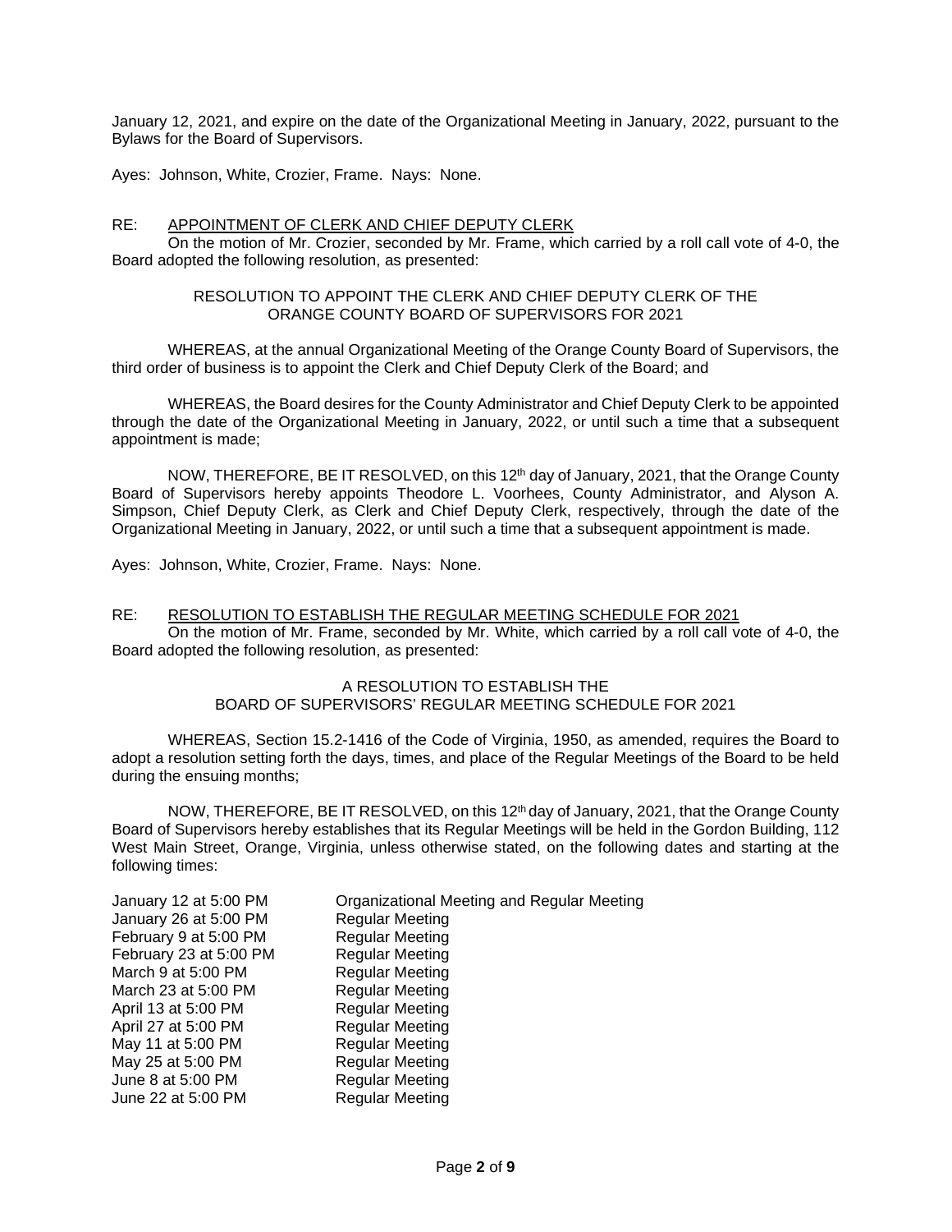January 12, 2021, and expire on the date of the Organizational Meeting in January, 2022, pursuant to the Bylaws for the Board of Supervisors.

Ayes: Johnson, White, Crozier, Frame. Nays: None.

RE: APPOINTMENT OF CLERK AND CHIEF DEPUTY CLERK

On the motion of Mr. Crozier, seconded by Mr. Frame, which carried by a roll call vote of 4-0, the Board adopted the following resolution, as presented:

RESOLUTION TO APPOINT THE CLERK AND CHIEF DEPUTY CLERK OF THE ORANGE COUNTY BOARD OF SUPERVISORS FOR 2021

WHEREAS, at the annual Organizational Meeting of the Orange County Board of Supervisors, the third order of business is to appoint the Clerk and Chief Deputy Clerk of the Board; and

WHEREAS, the Board desires for the County Administrator and Chief Deputy Clerk to be appointed through the date of the Organizational Meeting in January, 2022, or until such a time that a subsequent appointment is made;

NOW, THEREFORE, BE IT RESOLVED, on this 12th day of January, 2021, that the Orange County Board of Supervisors hereby appoints Theodore L. Voorhees, County Administrator, and Alyson A. Simpson, Chief Deputy Clerk, as Clerk and Chief Deputy Clerk, respectively, through the date of the Organizational Meeting in January, 2022, or until such a time that a subsequent appointment is made.

Ayes: Johnson, White, Crozier, Frame. Nays: None.

RE: RESOLUTION TO ESTABLISH THE REGULAR MEETING SCHEDULE FOR 2021

On the motion of Mr. Frame, seconded by Mr. White, which carried by a roll call vote of 4-0, the Board adopted the following resolution, as presented:

A RESOLUTION TO ESTABLISH THE BOARD OF SUPERVISORS' REGULAR MEETING SCHEDULE FOR 2021

WHEREAS, Section 15.2-1416 of the Code of Virginia, 1950, as amended, requires the Board to adopt a resolution setting forth the days, times, and place of the Regular Meetings of the Board to be held during the ensuing months;

NOW, THEREFORE, BE IT RESOLVED, on this 12th day of January, 2021, that the Orange County Board of Supervisors hereby establishes that its Regular Meetings will be held in the Gordon Building, 112 West Main Street, Orange, Virginia, unless otherwise stated, on the following dates and starting at the following times:

| | |
|---|---|
| January 12 at 5:00 PM | Organizational Meeting and Regular Meeting |
| January 26 at 5:00 PM | Regular Meeting |
| February 9 at 5:00 PM | Regular Meeting |
| February 23 at 5:00 PM | Regular Meeting |
| March 9 at 5:00 PM | Regular Meeting |
| March 23 at 5:00 PM | Regular Meeting |
| April 13 at 5:00 PM | Regular Meeting |
| April 27 at 5:00 PM | Regular Meeting |
| May 11 at 5:00 PM | Regular Meeting |
| May 25 at 5:00 PM | Regular Meeting |
| June 8 at 5:00 PM | Regular Meeting |
| June 22 at 5:00 PM | Regular Meeting |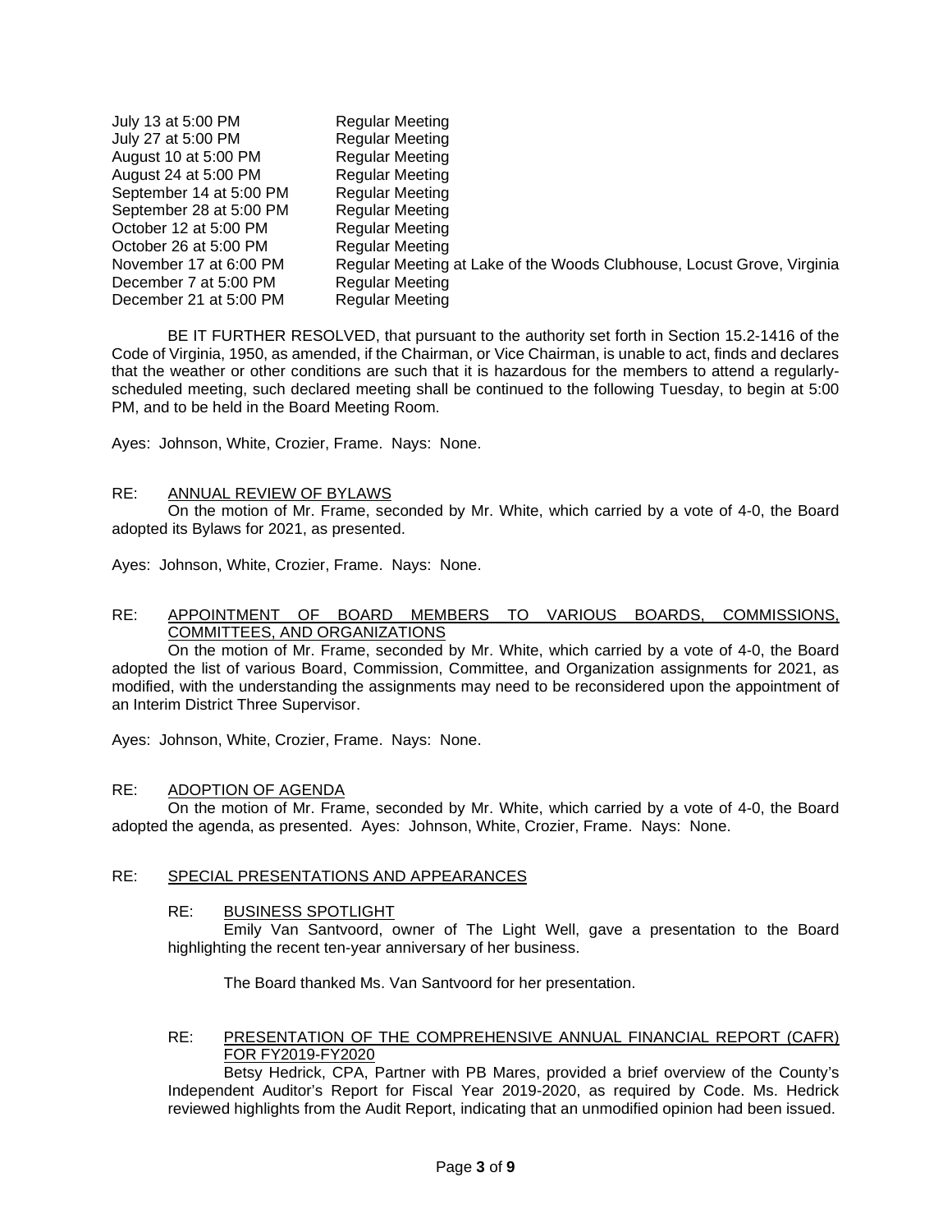| | |
|---|---|
| July 13 at 5:00 PM | Regular Meeting |
| July 27 at 5:00 PM | Regular Meeting |
| August 10 at 5:00 PM | Regular Meeting |
| August 24 at 5:00 PM | Regular Meeting |
| September 14 at 5:00 PM | Regular Meeting |
| September 28 at 5:00 PM | Regular Meeting |
| October 12 at 5:00 PM | Regular Meeting |
| October 26 at 5:00 PM | Regular Meeting |
| November 17 at 6:00 PM | Regular Meeting at Lake of the Woods Clubhouse, Locust Grove, Virginia |
| December 7 at 5:00 PM | Regular Meeting |
| December 21 at 5:00 PM | Regular Meeting |

BE IT FURTHER RESOLVED, that pursuant to the authority set forth in Section 15.2-1416 of the Code of Virginia, 1950, as amended, if the Chairman, or Vice Chairman, is unable to act, finds and declares that the weather or other conditions are such that it is hazardous for the members to attend a regularly-scheduled meeting, such declared meeting shall be continued to the following Tuesday, to begin at 5:00 PM, and to be held in the Board Meeting Room.

Ayes: Johnson, White, Crozier, Frame. Nays: None.

RE: ANNUAL REVIEW OF BYLAWS

On the motion of Mr. Frame, seconded by Mr. White, which carried by a vote of 4-0, the Board adopted its Bylaws for 2021, as presented.

Ayes: Johnson, White, Crozier, Frame. Nays: None.

RE: APPOINTMENT OF BOARD MEMBERS TO VARIOUS BOARDS, COMMISSIONS, COMMITTEES, AND ORGANIZATIONS

On the motion of Mr. Frame, seconded by Mr. White, which carried by a vote of 4-0, the Board adopted the list of various Board, Commission, Committee, and Organization assignments for 2021, as modified, with the understanding the assignments may need to be reconsidered upon the appointment of an Interim District Three Supervisor.

Ayes: Johnson, White, Crozier, Frame. Nays: None.

RE: ADOPTION OF AGENDA

On the motion of Mr. Frame, seconded by Mr. White, which carried by a vote of 4-0, the Board adopted the agenda, as presented. Ayes: Johnson, White, Crozier, Frame. Nays: None.

RE: SPECIAL PRESENTATIONS AND APPEARANCES

RE: BUSINESS SPOTLIGHT

Emily Van Santvoord, owner of The Light Well, gave a presentation to the Board highlighting the recent ten-year anniversary of her business.

The Board thanked Ms. Van Santvoord for her presentation.

RE: PRESENTATION OF THE COMPREHENSIVE ANNUAL FINANCIAL REPORT (CAFR) FOR FY2019-FY2020

Betsy Hedrick, CPA, Partner with PB Mares, provided a brief overview of the County's Independent Auditor's Report for Fiscal Year 2019-2020, as required by Code. Ms. Hedrick reviewed highlights from the Audit Report, indicating that an unmodified opinion had been issued.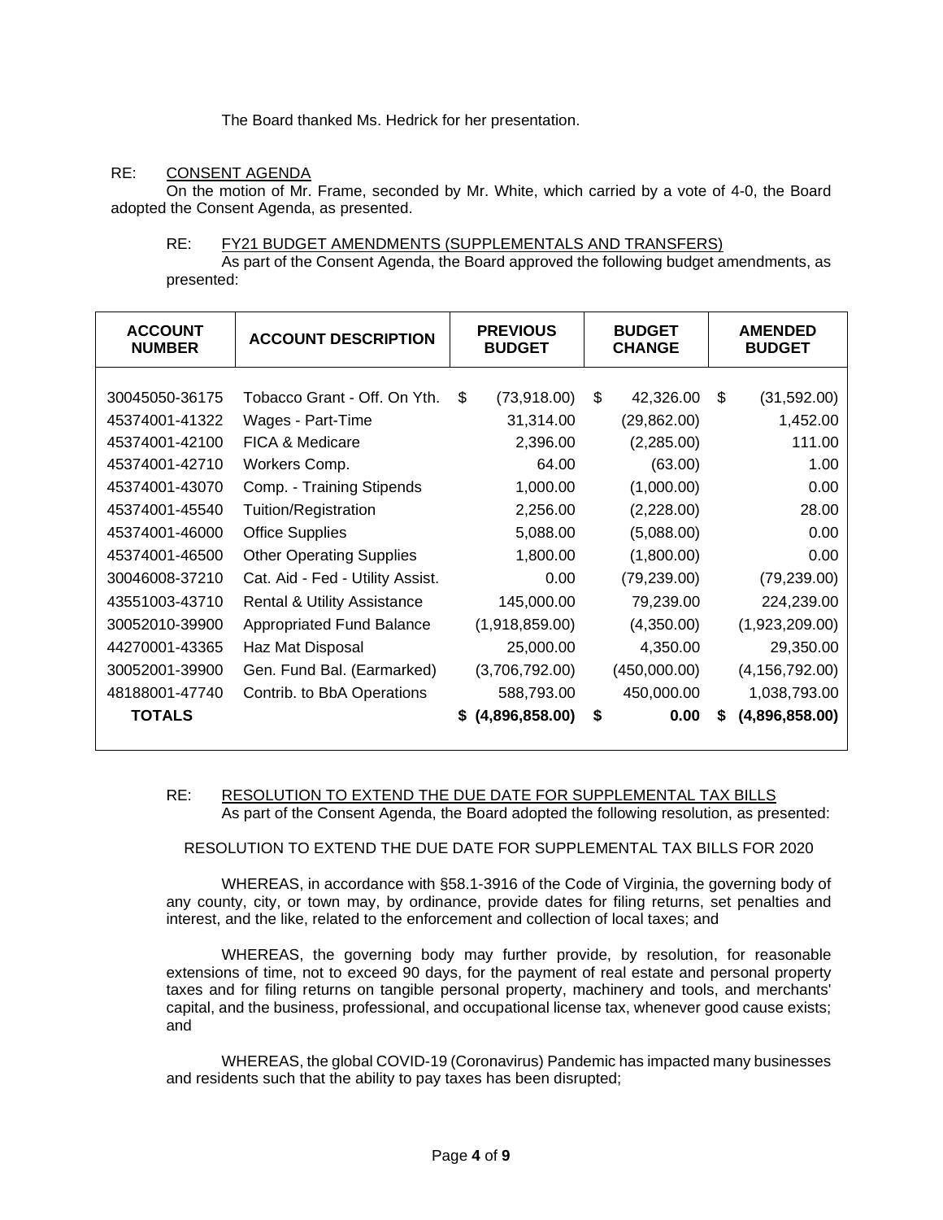The Board thanked Ms. Hedrick for her presentation.

RE: CONSENT AGENDA

On the motion of Mr. Frame, seconded by Mr. White, which carried by a vote of 4-0, the Board adopted the Consent Agenda, as presented.

RE: FY21 BUDGET AMENDMENTS (SUPPLEMENTALS AND TRANSFERS)

As part of the Consent Agenda, the Board approved the following budget amendments, as presented:

| ACCOUNT NUMBER | ACCOUNT DESCRIPTION | PREVIOUS BUDGET | BUDGET CHANGE | AMENDED BUDGET |
|---|---|---|---|---|
| 30045050-36175 | Tobacco Grant - Off. On Yth. | $ (73,918.00) | $ 42,326.00 | $ (31,592.00) |
| 45374001-41322 | Wages - Part-Time | 31,314.00 | (29,862.00) | 1,452.00 |
| 45374001-42100 | FICA & Medicare | 2,396.00 | (2,285.00) | 111.00 |
| 45374001-42710 | Workers Comp. | 64.00 | (63.00) | 1.00 |
| 45374001-43070 | Comp. - Training Stipends | 1,000.00 | (1,000.00) | 0.00 |
| 45374001-45540 | Tuition/Registration | 2,256.00 | (2,228.00) | 28.00 |
| 45374001-46000 | Office Supplies | 5,088.00 | (5,088.00) | 0.00 |
| 45374001-46500 | Other Operating Supplies | 1,800.00 | (1,800.00) | 0.00 |
| 30046008-37210 | Cat. Aid - Fed - Utility Assist. | 0.00 | (79,239.00) | (79,239.00) |
| 43551003-43710 | Rental & Utility Assistance | 145,000.00 | 79,239.00 | 224,239.00 |
| 30052010-39900 | Appropriated Fund Balance | (1,918,859.00) | (4,350.00) | (1,923,209.00) |
| 44270001-43365 | Haz Mat Disposal | 25,000.00 | 4,350.00 | 29,350.00 |
| 30052001-39900 | Gen. Fund Bal. (Earmarked) | (3,706,792.00) | (450,000.00) | (4,156,792.00) |
| 48188001-47740 | Contrib. to BbA Operations | 588,793.00 | 450,000.00 | 1,038,793.00 |
| **TOTALS** | | **$ (4,896,858.00)** | **$ 0.00** | **$ (4,896,858.00)** |

RE: RESOLUTION TO EXTEND THE DUE DATE FOR SUPPLEMENTAL TAX BILLS

As part of the Consent Agenda, the Board adopted the following resolution, as presented:

RESOLUTION TO EXTEND THE DUE DATE FOR SUPPLEMENTAL TAX BILLS FOR 2020

WHEREAS, in accordance with §58.1-3916 of the Code of Virginia, the governing body of any county, city, or town may, by ordinance, provide dates for filing returns, set penalties and interest, and the like, related to the enforcement and collection of local taxes; and

WHEREAS, the governing body may further provide, by resolution, for reasonable extensions of time, not to exceed 90 days, for the payment of real estate and personal property taxes and for filing returns on tangible personal property, machinery and tools, and merchants' capital, and the business, professional, and occupational license tax, whenever good cause exists; and

WHEREAS, the global COVID-19 (Coronavirus) Pandemic has impacted many businesses and residents such that the ability to pay taxes has been disrupted;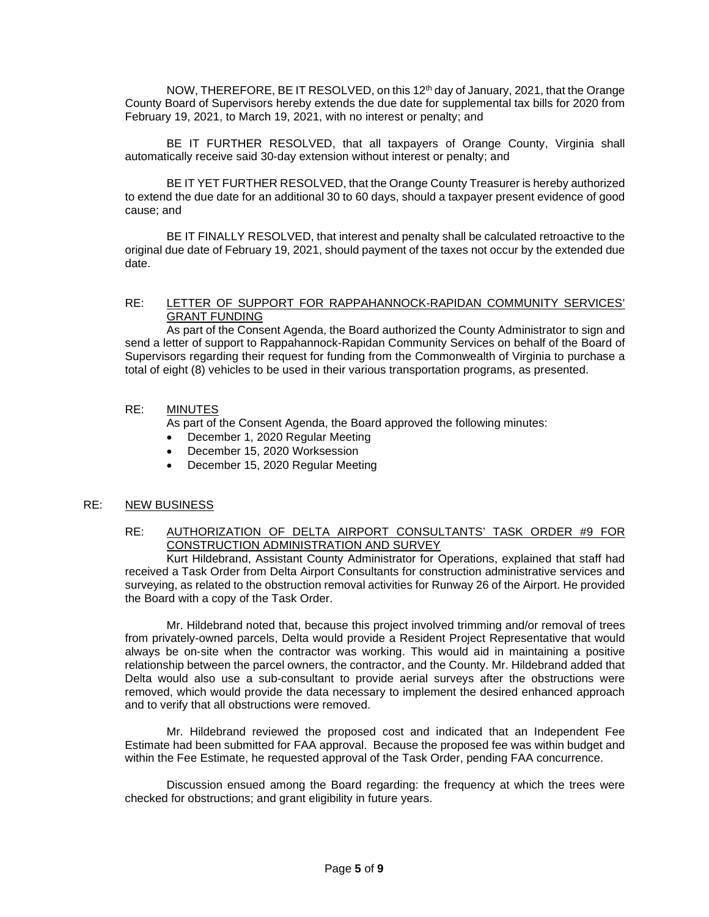NOW, THEREFORE, BE IT RESOLVED, on this 12th day of January, 2021, that the Orange County Board of Supervisors hereby extends the due date for supplemental tax bills for 2020 from February 19, 2021, to March 19, 2021, with no interest or penalty; and

BE IT FURTHER RESOLVED, that all taxpayers of Orange County, Virginia shall automatically receive said 30-day extension without interest or penalty; and

BE IT YET FURTHER RESOLVED, that the Orange County Treasurer is hereby authorized to extend the due date for an additional 30 to 60 days, should a taxpayer present evidence of good cause; and

BE IT FINALLY RESOLVED, that interest and penalty shall be calculated retroactive to the original due date of February 19, 2021, should payment of the taxes not occur by the extended due date.

RE: LETTER OF SUPPORT FOR RAPPAHANNOCK-RAPIDAN COMMUNITY SERVICES' GRANT FUNDING

As part of the Consent Agenda, the Board authorized the County Administrator to sign and send a letter of support to Rappahannock-Rapidan Community Services on behalf of the Board of Supervisors regarding their request for funding from the Commonwealth of Virginia to purchase a total of eight (8) vehicles to be used in their various transportation programs, as presented.

RE: MINUTES

As part of the Consent Agenda, the Board approved the following minutes:

- December 1, 2020 Regular Meeting
- December 15, 2020 Worksession
- December 15, 2020 Regular Meeting

RE: NEW BUSINESS

RE: AUTHORIZATION OF DELTA AIRPORT CONSULTANTS' TASK ORDER #9 FOR CONSTRUCTION ADMINISTRATION AND SURVEY

Kurt Hildebrand, Assistant County Administrator for Operations, explained that staff had received a Task Order from Delta Airport Consultants for construction administrative services and surveying, as related to the obstruction removal activities for Runway 26 of the Airport. He provided the Board with a copy of the Task Order.

Mr. Hildebrand noted that, because this project involved trimming and/or removal of trees from privately-owned parcels, Delta would provide a Resident Project Representative that would always be on-site when the contractor was working. This would aid in maintaining a positive relationship between the parcel owners, the contractor, and the County. Mr. Hildebrand added that Delta would also use a sub-consultant to provide aerial surveys after the obstructions were removed, which would provide the data necessary to implement the desired enhanced approach and to verify that all obstructions were removed.

Mr. Hildebrand reviewed the proposed cost and indicated that an Independent Fee Estimate had been submitted for FAA approval. Because the proposed fee was within budget and within the Fee Estimate, he requested approval of the Task Order, pending FAA concurrence.

Discussion ensued among the Board regarding: the frequency at which the trees were checked for obstructions; and grant eligibility in future years.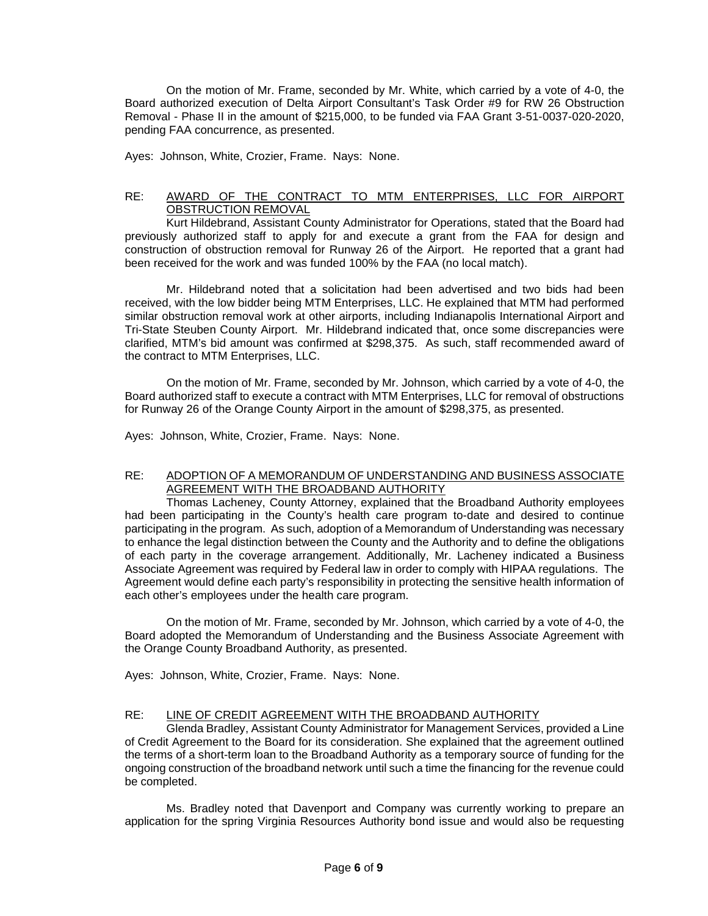On the motion of Mr. Frame, seconded by Mr. White, which carried by a vote of 4-0, the Board authorized execution of Delta Airport Consultant's Task Order #9 for RW 26 Obstruction Removal - Phase II in the amount of $215,000, to be funded via FAA Grant 3-51-0037-020-2020, pending FAA concurrence, as presented.

Ayes: Johnson, White, Crozier, Frame. Nays: None.

RE: AWARD OF THE CONTRACT TO MTM ENTERPRISES, LLC FOR AIRPORT OBSTRUCTION REMOVAL

Kurt Hildebrand, Assistant County Administrator for Operations, stated that the Board had previously authorized staff to apply for and execute a grant from the FAA for design and construction of obstruction removal for Runway 26 of the Airport. He reported that a grant had been received for the work and was funded 100% by the FAA (no local match).

Mr. Hildebrand noted that a solicitation had been advertised and two bids had been received, with the low bidder being MTM Enterprises, LLC. He explained that MTM had performed similar obstruction removal work at other airports, including Indianapolis International Airport and Tri-State Steuben County Airport. Mr. Hildebrand indicated that, once some discrepancies were clarified, MTM's bid amount was confirmed at $298,375. As such, staff recommended award of the contract to MTM Enterprises, LLC.

On the motion of Mr. Frame, seconded by Mr. Johnson, which carried by a vote of 4-0, the Board authorized staff to execute a contract with MTM Enterprises, LLC for removal of obstructions for Runway 26 of the Orange County Airport in the amount of $298,375, as presented.

Ayes: Johnson, White, Crozier, Frame. Nays: None.

RE: ADOPTION OF A MEMORANDUM OF UNDERSTANDING AND BUSINESS ASSOCIATE AGREEMENT WITH THE BROADBAND AUTHORITY

Thomas Lacheney, County Attorney, explained that the Broadband Authority employees had been participating in the County's health care program to-date and desired to continue participating in the program. As such, adoption of a Memorandum of Understanding was necessary to enhance the legal distinction between the County and the Authority and to define the obligations of each party in the coverage arrangement. Additionally, Mr. Lacheney indicated a Business Associate Agreement was required by Federal law in order to comply with HIPAA regulations. The Agreement would define each party's responsibility in protecting the sensitive health information of each other's employees under the health care program.

On the motion of Mr. Frame, seconded by Mr. Johnson, which carried by a vote of 4-0, the Board adopted the Memorandum of Understanding and the Business Associate Agreement with the Orange County Broadband Authority, as presented.

Ayes: Johnson, White, Crozier, Frame. Nays: None.

RE: LINE OF CREDIT AGREEMENT WITH THE BROADBAND AUTHORITY

Glenda Bradley, Assistant County Administrator for Management Services, provided a Line of Credit Agreement to the Board for its consideration. She explained that the agreement outlined the terms of a short-term loan to the Broadband Authority as a temporary source of funding for the ongoing construction of the broadband network until such a time the financing for the revenue could be completed.

Ms. Bradley noted that Davenport and Company was currently working to prepare an application for the spring Virginia Resources Authority bond issue and would also be requesting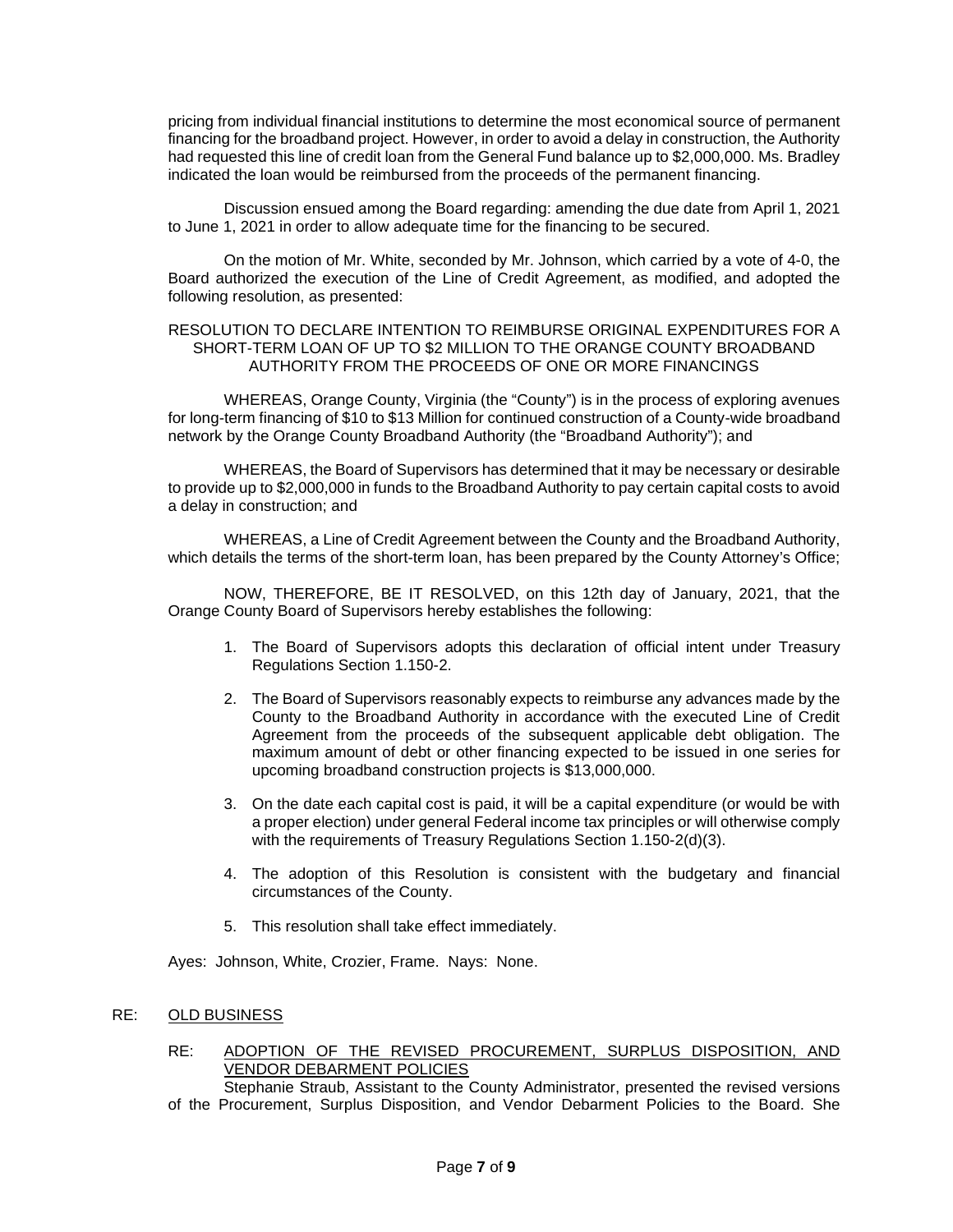pricing from individual financial institutions to determine the most economical source of permanent financing for the broadband project. However, in order to avoid a delay in construction, the Authority had requested this line of credit loan from the General Fund balance up to $2,000,000. Ms. Bradley indicated the loan would be reimbursed from the proceeds of the permanent financing.

Discussion ensued among the Board regarding: amending the due date from April 1, 2021 to June 1, 2021 in order to allow adequate time for the financing to be secured.

On the motion of Mr. White, seconded by Mr. Johnson, which carried by a vote of 4-0, the Board authorized the execution of the Line of Credit Agreement, as modified, and adopted the following resolution, as presented:

RESOLUTION TO DECLARE INTENTION TO REIMBURSE ORIGINAL EXPENDITURES FOR A SHORT-TERM LOAN OF UP TO $2 MILLION TO THE ORANGE COUNTY BROADBAND AUTHORITY FROM THE PROCEEDS OF ONE OR MORE FINANCINGS

WHEREAS, Orange County, Virginia (the "County") is in the process of exploring avenues for long-term financing of $10 to $13 Million for continued construction of a County-wide broadband network by the Orange County Broadband Authority (the "Broadband Authority"); and

WHEREAS, the Board of Supervisors has determined that it may be necessary or desirable to provide up to $2,000,000 in funds to the Broadband Authority to pay certain capital costs to avoid a delay in construction; and

WHEREAS, a Line of Credit Agreement between the County and the Broadband Authority, which details the terms of the short-term loan, has been prepared by the County Attorney's Office;

NOW, THEREFORE, BE IT RESOLVED, on this 12th day of January, 2021, that the Orange County Board of Supervisors hereby establishes the following:

1. The Board of Supervisors adopts this declaration of official intent under Treasury Regulations Section 1.150-2.
2. The Board of Supervisors reasonably expects to reimburse any advances made by the County to the Broadband Authority in accordance with the executed Line of Credit Agreement from the proceeds of the subsequent applicable debt obligation. The maximum amount of debt or other financing expected to be issued in one series for upcoming broadband construction projects is $13,000,000.
3. On the date each capital cost is paid, it will be a capital expenditure (or would be with a proper election) under general Federal income tax principles or will otherwise comply with the requirements of Treasury Regulations Section 1.150-2(d)(3).
4. The adoption of this Resolution is consistent with the budgetary and financial circumstances of the County.
5. This resolution shall take effect immediately.

Ayes: Johnson, White, Crozier, Frame. Nays: None.

RE: <u>OLD BUSINESS</u>

RE: <u>ADOPTION OF THE REVISED PROCUREMENT, SURPLUS DISPOSITION, AND VENDOR DEBARMENT POLICIES</u>

Stephanie Straub, Assistant to the County Administrator, presented the revised versions of the Procurement, Surplus Disposition, and Vendor Debarment Policies to the Board. She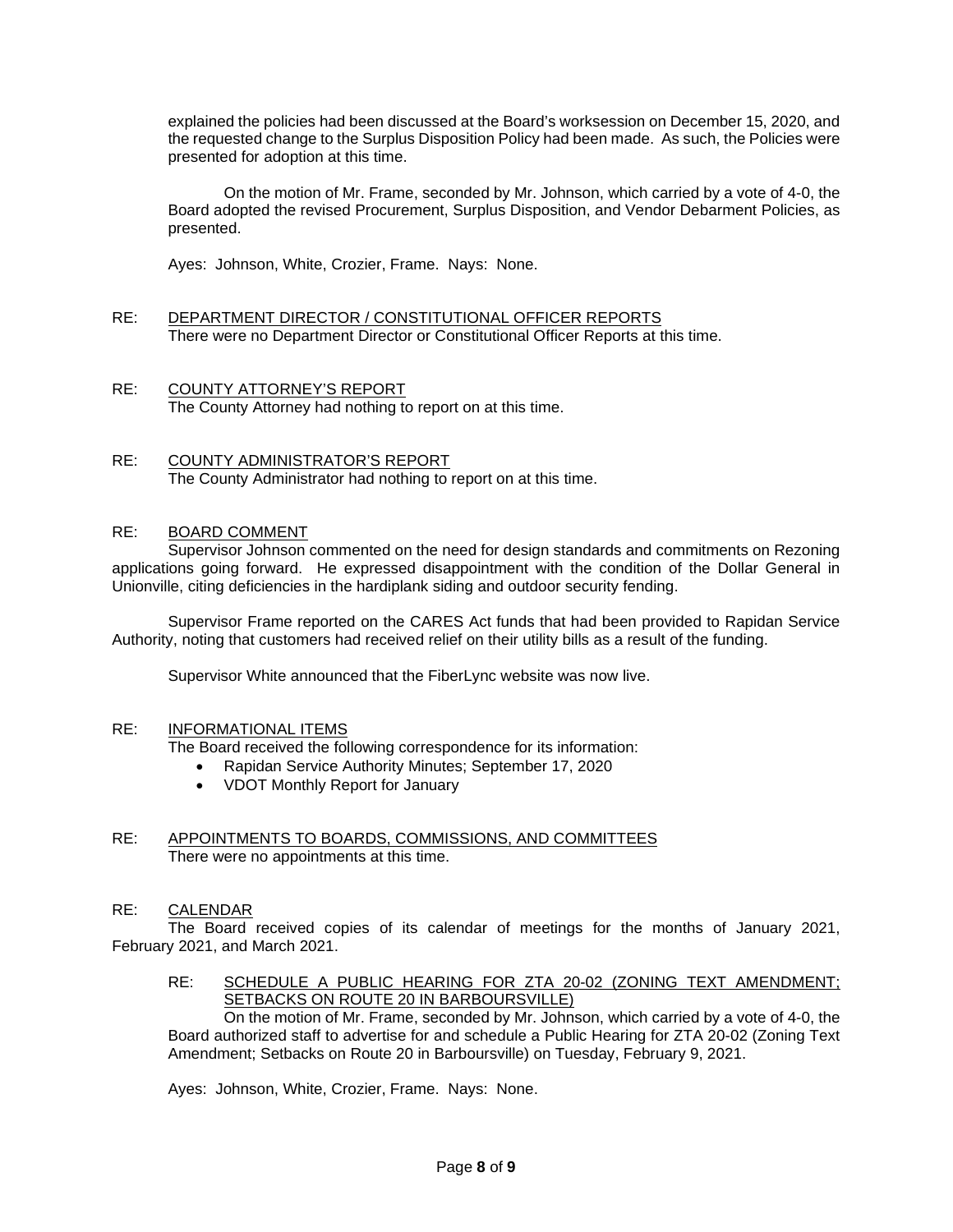explained the policies had been discussed at the Board's worksession on December 15, 2020, and the requested change to the Surplus Disposition Policy had been made. As such, the Policies were presented for adoption at this time.

On the motion of Mr. Frame, seconded by Mr. Johnson, which carried by a vote of 4-0, the Board adopted the revised Procurement, Surplus Disposition, and Vendor Debarment Policies, as presented.

Ayes: Johnson, White, Crozier, Frame. Nays: None.

RE: <u>DEPARTMENT DIRECTOR / CONSTITUTIONAL OFFICER REPORTS</u>
There were no Department Director or Constitutional Officer Reports at this time.

RE: <u>COUNTY ATTORNEY'S REPORT</u>
The County Attorney had nothing to report on at this time.

RE: <u>COUNTY ADMINISTRATOR'S REPORT</u>
The County Administrator had nothing to report on at this time.

RE: <u>BOARD COMMENT</u>

Supervisor Johnson commented on the need for design standards and commitments on Rezoning applications going forward. He expressed disappointment with the condition of the Dollar General in Unionville, citing deficiencies in the hardiplank siding and outdoor security fending.

Supervisor Frame reported on the CARES Act funds that had been provided to Rapidan Service Authority, noting that customers had received relief on their utility bills as a result of the funding.

Supervisor White announced that the FiberLync website was now live.

RE: <u>INFORMATIONAL ITEMS</u>
The Board received the following correspondence for its information:

- Rapidan Service Authority Minutes; September 17, 2020
- VDOT Monthly Report for January

RE: <u>APPOINTMENTS TO BOARDS, COMMISSIONS, AND COMMITTEES</u>
There were no appointments at this time.

RE: <u>CALENDAR</u>

The Board received copies of its calendar of meetings for the months of January 2021, February 2021, and March 2021.

RE: <u>SCHEDULE A PUBLIC HEARING FOR ZTA 20-02 (ZONING TEXT AMENDMENT; SETBACKS ON ROUTE 20 IN BARBOURSVILLE)</u>

On the motion of Mr. Frame, seconded by Mr. Johnson, which carried by a vote of 4-0, the Board authorized staff to advertise for and schedule a Public Hearing for ZTA 20-02 (Zoning Text Amendment; Setbacks on Route 20 in Barboursville) on Tuesday, February 9, 2021.

Ayes: Johnson, White, Crozier, Frame. Nays: None.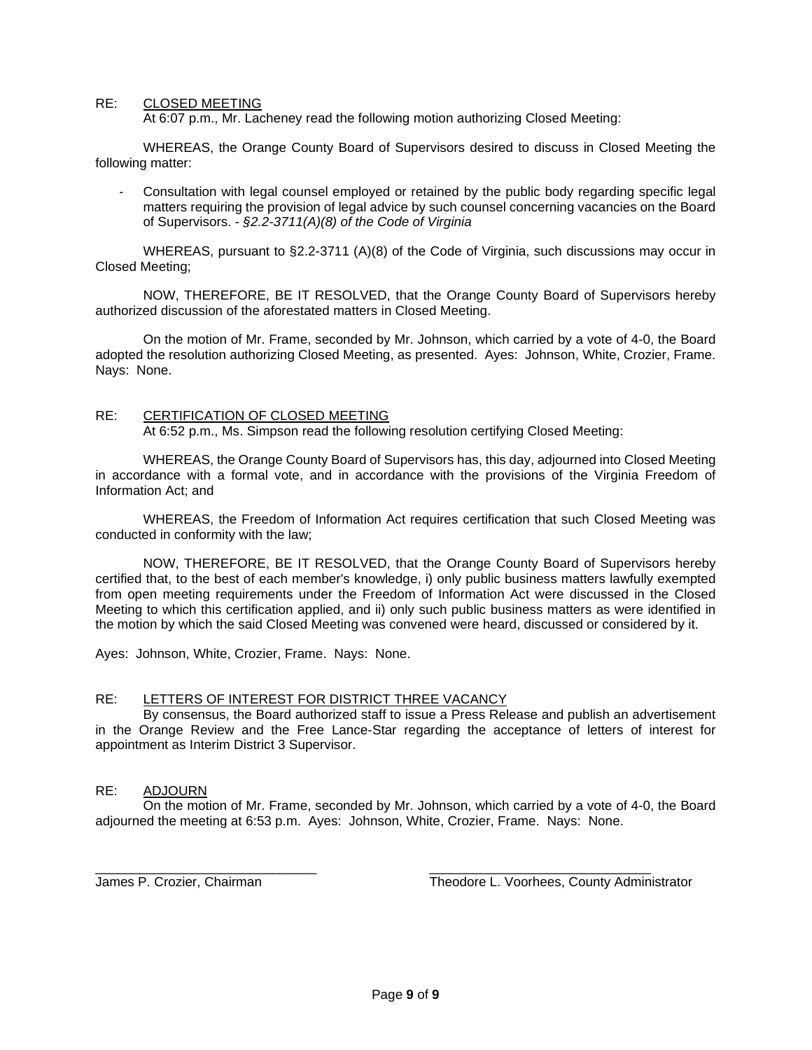RE: <u>CLOSED MEETING</u>
At 6:07 p.m., Mr. Lacheney read the following motion authorizing Closed Meeting:

WHEREAS, the Orange County Board of Supervisors desired to discuss in Closed Meeting the following matter:

- Consultation with legal counsel employed or retained by the public body regarding specific legal matters requiring the provision of legal advice by such counsel concerning vacancies on the Board of Supervisors. - *§2.2-3711(A)(8) of the Code of Virginia*

WHEREAS, pursuant to §2.2-3711 (A)(8) of the Code of Virginia, such discussions may occur in Closed Meeting;

NOW, THEREFORE, BE IT RESOLVED, that the Orange County Board of Supervisors hereby authorized discussion of the aforestated matters in Closed Meeting.

On the motion of Mr. Frame, seconded by Mr. Johnson, which carried by a vote of 4-0, the Board adopted the resolution authorizing Closed Meeting, as presented. Ayes: Johnson, White, Crozier, Frame. Nays: None.

RE: <u>CERTIFICATION OF CLOSED MEETING</u>
At 6:52 p.m., Ms. Simpson read the following resolution certifying Closed Meeting:

WHEREAS, the Orange County Board of Supervisors has, this day, adjourned into Closed Meeting in accordance with a formal vote, and in accordance with the provisions of the Virginia Freedom of Information Act; and

WHEREAS, the Freedom of Information Act requires certification that such Closed Meeting was conducted in conformity with the law;

NOW, THEREFORE, BE IT RESOLVED, that the Orange County Board of Supervisors hereby certified that, to the best of each member's knowledge, i) only public business matters lawfully exempted from open meeting requirements under the Freedom of Information Act were discussed in the Closed Meeting to which this certification applied, and ii) only such public business matters as were identified in the motion by which the said Closed Meeting was convened were heard, discussed or considered by it.

Ayes: Johnson, White, Crozier, Frame. Nays: None.

RE: <u>LETTERS OF INTEREST FOR DISTRICT THREE VACANCY</u>
By consensus, the Board authorized staff to issue a Press Release and publish an advertisement in the Orange Review and the Free Lance-Star regarding the acceptance of letters of interest for appointment as Interim District 3 Supervisor.

RE: <u>ADJOURN</u>
On the motion of Mr. Frame, seconded by Mr. Johnson, which carried by a vote of 4-0, the Board adjourned the meeting at 6:53 p.m. Ayes: Johnson, White, Crozier, Frame. Nays: None.

______________________________
James P. Crozier, Chairman

______________________________
Theodore L. Voorhees, County Administrator